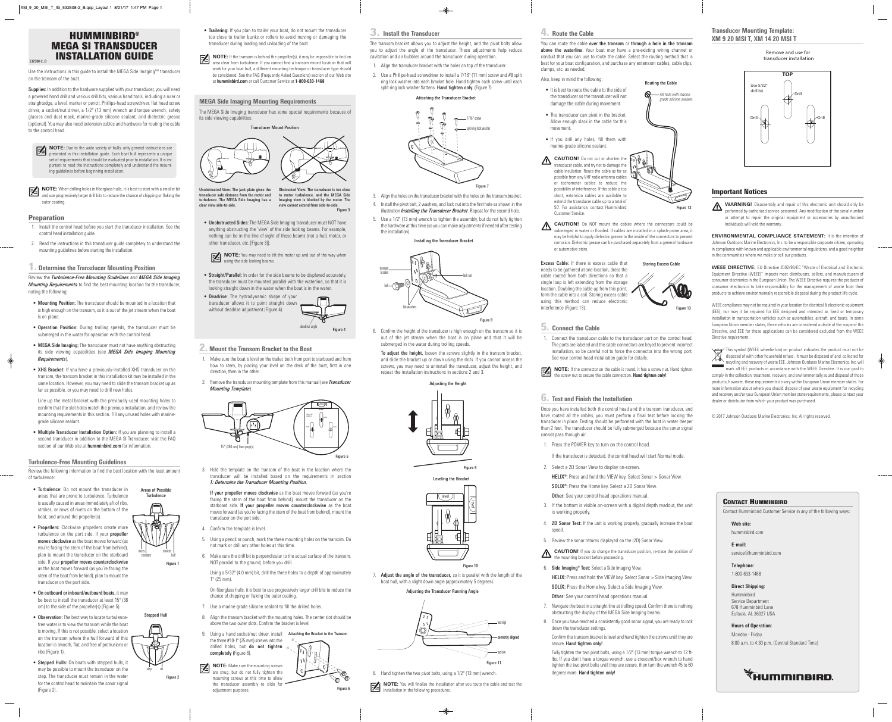# HUMMINBIRD® MEGA SI TRANSDUCER INSTALLATION GUIDE

532508-2_B

Use the instructions in this guide to install the MEGA Side Imaging™ transducer on the transom of the boat.

**Supplies:** In addition to the hardware supplied with your transducer, you will need a powered hand drill and various drill bits, various hand tools, including a ruler or straightedge, a level, marker or pencil, Phillips-head screwdriver, flat head screw driver, a socket/nut driver, a 1/2" (13 mm) wrench and torque wrench, safety glasses and dust mask, marine-grade silicone sealant, and dielectric grease (optional). You may also need extension cables and hardware for routing the cable to the control head.

**NOTE:** Due to the wide variety of hulls, only general instructions are presented in this installation guide. Each boat hull represents a unique set of requirements that should be evaluated prior to installation. It is important to read the instructions completely and understand the mounting guidelines before beginning installation.

**NOTE:** When drilling holes in fiberglass hulls, it is best to start with a smaller bit and use progressively larger drill bits to reduce the chance of chipping or flaking the outer coating.

## Preparation

1. Install the control head before you start the transducer installation. See the control head installation guide.
2. Read the instructions in this transducer guide completely to understand the mounting guidelines before starting the installation.

## 1. Determine the Transducer Mounting Position

Review the ***Turbulence-Free Mounting Guidelines*** and ***MEGA Side Imaging Mounting Requirements*** to find the best mounting location for the transducer, noting the following:

- **Mounting Position:** The transducer should be mounted in a location that is high enough on the transom, so it is out of the jet stream when the boat is on plane.
- **Operation Position:** During trolling speeds, the transducer must be submerged in the water for operation with the control head.
- **MEGA Side Imaging:** The transducer must not have anything obstructing its side viewing capabilities (see ***MEGA Side Imaging Mounting Requirements***).
- **XHS Bracket:** If you have a previously-installed XHS transducer on the transom, the transom bracket in this installation kit may be installed in the same location. However, you may need to slide the transom bracket up as far as possible, or you may need to drill new holes.

  Line up the metal bracket with the previously-used mounting holes to confirm that the slot holes match the previous installation, and review the mounting requirements in this section. Fill any unused holes with marine-grade silicone sealant.
- **Multiple Transducer Installation Option:** If you are planning to install a second transducer in addition to the MEGA SI Transducer, visit the FAQ section of our Web site at **humminbird.com** for information.

### Turbulence-Free Mounting Guidelines

Review the following information to find the best location with the least amount of turbulence:

- **Turbulence:** Do not mount the transducer in areas that are prone to turbulence. Turbulence is usually caused in areas immediately aft of ribs, strakes, or rows of rivets on the bottom of the boat, and around the propeller(s).
- **Propellers:** Clockwise propellers create more turbulence on the port side. If your **propeller moves clockwise** as the boat moves forward (as you're facing the stern of the boat from behind), plan to mount the transducer on the starboard side. If your **propeller moves counterclockwise** as the boat moves forward (as you're facing the stern of the boat from behind), plan to mount the transducer on the port side.
- **On outboard or inboard/outboard boats,** it may be best to install the transducer at least 15" (38 cm) to the side of the propeller(s) (Figure 5).
- **Observation:** The best way to locate turbulence-free water is to view the transom while the boat is moving. If this is not possible, select a location on the transom where the hull forward of this location is smooth, flat, and free of protrusions or ribs (Figure 1).
- **Stepped Hulls:** On boats with stepped hulls, it may be possible to mount the transducer on the step. The transducer must remain in the water for the control head to maintain the sonar signal (Figure 2).

Areas of Possible Turbulence

rivets transom strakes hull

Figure 1

Stepped Hull

step rib

Figure 2

- **Trailering:** If you plan to trailer your boat, do not mount the transducer too close to trailer bunks or rollers to avoid moving or damaging the transducer during loading and unloading of the boat.

**NOTE:** If the transom is behind the propeller(s), it may be impossible to find an area clear from turbulence. If you cannot find a transom mount location that will work for your boat hull, a different mounting technique or transducer type should be considered. See the FAQ (Frequently Asked Questions) section of our Web site at **humminbird.com** or call Customer Service at **1-800-633-1468**.

### MEGA Side Imaging Mounting Requirements

The MEGA Side Imaging transducer has some special requirements because of its side viewing capabilities.

Transducer Mount Position

**Unobstructed View: The jack plate gives the transducer safe distance from the motor and turbulence. The MEGA Side Imaging has a clear view side-to-side.**

**Obstructed View: The transducer is too close to motor turbulence, and the MEGA Side Imaging view is blocked by the motor. The view cannot extend from side-to-side.**

Figure 3

- **Unobstructed Sides:** The MEGA Side Imaging transducer must NOT have anything obstructing the 'view' of the side looking beams. For example, nothing can be in the line of sight of these beams (not a hull, motor, or other transducer, etc. (Figure 3)).

**NOTE:** You may need to tilt the motor up and out of the way when using the side looking beams.

- **Straight/Parallel:** In order for the side beams to be displayed accurately, the transducer must be mounted parallel with the waterline, so that it is looking straight down in the water when the boat is in the water.
- **Deadrise:** The hydrodynamic shape of your transducer allows it to point straight down without deadrise adjustment (Figure 4).

deadrise angle

Figure 4

## 2. Mount the Transom Bracket to the Boat

1. Make sure the boat is level on the trailer, both from port to starboard and from bow to stern, by placing your level on the deck of the boat, first in one direction, then in the other.
2. Remove the transducer mounting template from this manual (see ***Transducer Mounting Template***).

15" (380 mm) from prop(s)

Figure 5

3. Hold the template on the transom of the boat in the location where the transducer will be installed based on the requirements in section *1: Determine the Transducer Mounting Position*.

   **If your propeller moves clockwise** as the boat moves forward (as you're facing the stern of the boat from behind), mount the transducer on the starboard side. **If your propeller moves counterclockwise** as the boat moves forward (as you're facing the stern of the boat from behind), mount the transducer on the port side.
4. Confirm the template is level.
5. Using a pencil or punch, mark the three mounting holes on the transom. Do not mark or drill any other holes at this time.
6. Make sure the drill bit is perpendicular to the actual surface of the transom, NOT parallel to the ground, before you drill.

   Using a 5/32" (4.0 mm) bit, drill the three holes to a depth of approximately 1" (25 mm).

   On fiberglass hulls, it is best to use progressively larger drill bits to reduce the chance of chipping or flaking the outer coating.
7. Use a marine-grade silicone sealant to fill the drilled holes.
8. Align the transom bracket with the mounting holes. The center slot should be above the two outer slots. Confirm the bracket is level.
9. Using a hand socket/nut driver, install the three #10-1" (25 mm) screws into the drilled holes, but **do not tighten completely** (Figure 6).

**NOTE:** Make sure the mounting screws are snug, but do not fully tighten the mounting screws at this time to allow the transducer assembly to slide for adjustment purposes.

Attaching the Bracket to the Transom

Figure 6

## 3. Install the Transducer

The transom bracket allows you to adjust the height, and the pivot bolts allow you to adjust the angle of the transducer. These adjustments help reduce cavitation and air bubbles around the transducer during operation.

1. Align the transducer bracket with the holes on top of the transducer.
2. Use a Phillips-head screwdriver to install a 7/16" (11 mm) screw and #8 split ring lock washer into each bracket hole. Hand tighten each screw until each split ring lock washer flattens. **Hand tighten only.** (Figure 7)

Attaching the Transducer Bracket

7/16" screw
split ring lock washer

Figure 7

3. Align the holes on the transducer bracket with the holes on the transom bracket.
4. Install the pivot bolt, 2 washers, and lock nut into the first hole as shown in the illustration ***Installing the Transducer Bracket***. Repeat for the second hole.
5. Use a 1/2" (13 mm) wrench to tighten the assembly, but do not fully tighten the hardware at this time (so you can make adjustments if needed after testing the installation).

Installing the Transducer Bracket

transom bracket
bolt
flat washers
lock nut

Figure 8

6. Confirm the height of the transducer is high enough on the transom so it is out of the jet stream when the boat is on plane and that it will be submerged in the water during trolling speeds.

   **To adjust the height,** loosen the screws slightly in the transom bracket, and slide the bracket up or down using the slots. If you cannot access the screws, you may need to uninstall the transducer, adjust the height, and repeat the installation instructions in sections 2 and 3.

Adjusting the Height

Figure 9

Leveling the Bracket

level
level

Figure 10

7. **Adjust the angle of the transducer,** so it is parallel with the length of the boat hull, with a slight down angle (approximately 5 degrees).

Adjusting the Transducer Running Angle

too high
correctly aligned
too low

Figure 11

8. Hand tighten the two pivot bolts, using a 1/2" (13 mm) wrench.

**NOTE:** You will finalize the installation after you route the cable and test the installation in the following procedures.

## 4. Route the Cable

You can route the cable **over the transom** or **through a hole in the transom above the waterline**. Your boat may have a pre-existing wiring channel or conduit that you can use to route the cable. Select the routing method that is best for your boat configuration, and purchase any extension cables, cable clips, clamps, etc. as needed.

Also, keep in mind the following:

- It is best to route the cable to the side of the transducer so the transducer will not damage the cable during movement.
- The transducer can pivot in the bracket. Allow enough slack in the cable for this movement.
- If you drill any holes, fill them with marine-grade silicone sealant.

Routing the Cable

Fill hole with marine-grade silicone sealant.

Figure 12

**CAUTION!** Do not cut or shorten the transducer cable, and try not to damage the cable insulation. Route the cable as far as possible from any VHF radio antenna cables or tachometer cables to reduce the possibility of interference. If the cable is too short, extension cables are available to extend the transducer cable up to a total of 50'. For assistance, contact Humminbird Customer Service.

**CAUTION!** Do NOT mount the cables where the connectors could be submerged in water or flooded. If cables are installed in a splash-prone area, it may be helpful to apply dielectric grease to the inside of the connectors to prevent corrosion. Dielectric grease can be purchased separately from a general hardware or automotive store.

**Excess Cable:** If there is excess cable that needs to be gathered at one location, dress the cable routed from both directions so that a single loop is left extending from the storage location. Doubling the cable up from this point, form the cable into a coil. Storing excess cable using this method can reduce electronic interference (Figure 13).

Storing Excess Cable

Figure 13

## 5. Connect the Cable

1. Connect the transducer cable to the transducer port on the control head. The ports are labeled and the cable connectors are keyed to prevent incorrect installation, so be careful not to force the connector into the wrong port. See your control head installation guide for details.

**NOTE:** If the connector on the cable is round, it has a screw nut. Hand tighten the screw nut to secure the cable connection. **Hand tighten only!**

## 6. Test and Finish the Installation

Once you have installed both the control head and the transom transducer, and have routed all the cables, you must perform a final test before locking the transducer in place. Testing should be performed with the boat in water deeper than 2 feet. The transducer should be fully submerged because the sonar signal cannot pass through air.

1. Press the POWER key to turn on the control head.

   If the transducer is detected, the control head will start Normal mode.
2. Select a 2D Sonar View to display on-screen.

   **HELIX®:** Press and hold the VIEW key. Select Sonar > Sonar View.

   **SOLIX®:** Press the Home key. Select a 2D Sonar View.

   **Other:** See your control head operations manual.
3. If the bottom is visible on-screen with a digital depth readout, the unit is working properly.
4. **2D Sonar Test:** If the unit is working properly, gradually increase the boat speed.
5. Review the sonar returns displayed on the (2D) Sonar View.

**CAUTION!** If you do change the transducer position, re-trace the position of the mounting bracket before proceeding.

6. **Side Imaging® Test:** Select a Side Imaging View.

   **HELIX:** Press and hold the VIEW key. Select Sonar > Side Imaging View.

   **SOLIX:** Press the Home key. Select a Side Imaging View.

   **Other:** See your control head operations manual.
7. Navigate the boat in a straight line at trolling speed. Confirm there is nothing obstructing the display of the MEGA Side Imaging beams.
8. Once you have reached a consistently good sonar signal, you are ready to lock down the transducer settings.

   Confirm the transom bracket is level and hand tighten the screws until they are secure. **Hand tighten only!**

   Fully tighten the two pivot bolts, using a 1/2" (13 mm) torque wrench to 12 ft-lbs. If you don't have a torque wrench, use a crescent/box wrench to hand tighten the two pivot bolts until they are secure, then turn the wrench 45 to 60 degrees more. **Hand tighten only!**

## Transducer Mounting Template: XM 9 20 MSI T, XM 14 20 MSI T

Remove and use for transducer installation

TOP

Use 5/32" drill bit.

Drill

Drill

Drill

## Important Notices

**WARNING!** Disassembly and repair of this electronic unit should only be performed by authorized service personnel. Any modification of the serial number or attempt to repair the original equipment or accessories by unauthorized individuals will void the warranty.

**ENVIRONMENTAL COMPLIANCE STATEMENT:** It is the intention of Johnson Outdoors Marine Electronics, Inc. to be a responsible corporate citizen, operating in compliance with known and applicable environmental regulations, and a good neighbor in the communities where we make or sell our products.

**WEEE DIRECTIVE:** EU Directive 2002/96/EC "Waste of Electrical and Electronic Equipment Directive (WEEE)" impacts most distributors, sellers, and manufacturers of consumer electronics in the European Union. The WEEE Directive requires the producer of consumer electronics to take responsibility for the management of waste from their products to achieve environmentally responsible disposal during the product life cycle.

WEEE compliance may not be required in your location for electrical & electronic equipment (EEE), nor may it be required for EEE designed and intended as fixed or temporary installation in transportation vehicles such as automobiles, aircraft, and boats. In some European Union member states, these vehicles are considered outside of the scope of the Directive, and EEE for those applications can be considered excluded from the WEEE Directive requirement.

This symbol (WEEE wheelie bin) on product indicates the product must not be disposed of with other household refuse. It must be disposed of and collected for recycling and recovery of waste EEE. Johnson Outdoors Marine Electronics, Inc. will mark all EEE products in accordance with the WEEE Directive. It is our goal to comply in the collection, treatment, recovery, and environmentally sound disposal of those products; however, these requirements do vary within European Union member states. For more information about where you should dispose of your waste equipment for recycling and recovery and/or your European Union member state requirements, please contact your dealer or distributor from which your product was purchased.

© 2017 Johnson Outdoors Marine Electronics, Inc. All rights reserved.

## Contact Humminbird

Contact Humminbird Customer Service in any of the following ways:

**Web site:**
humminbird.com

**E-mail:**
service@humminbird.com

**Telephone:**
1-800-633-1468

**Direct Shipping:**
Humminbird
Service Department
678 Humminbird Lane
Eufaula, AL 36027 USA

**Hours of Operation:**
Monday - Friday
8:00 a.m. to 4:30 p.m. (Central Standard Time)

HUMMINBIRD.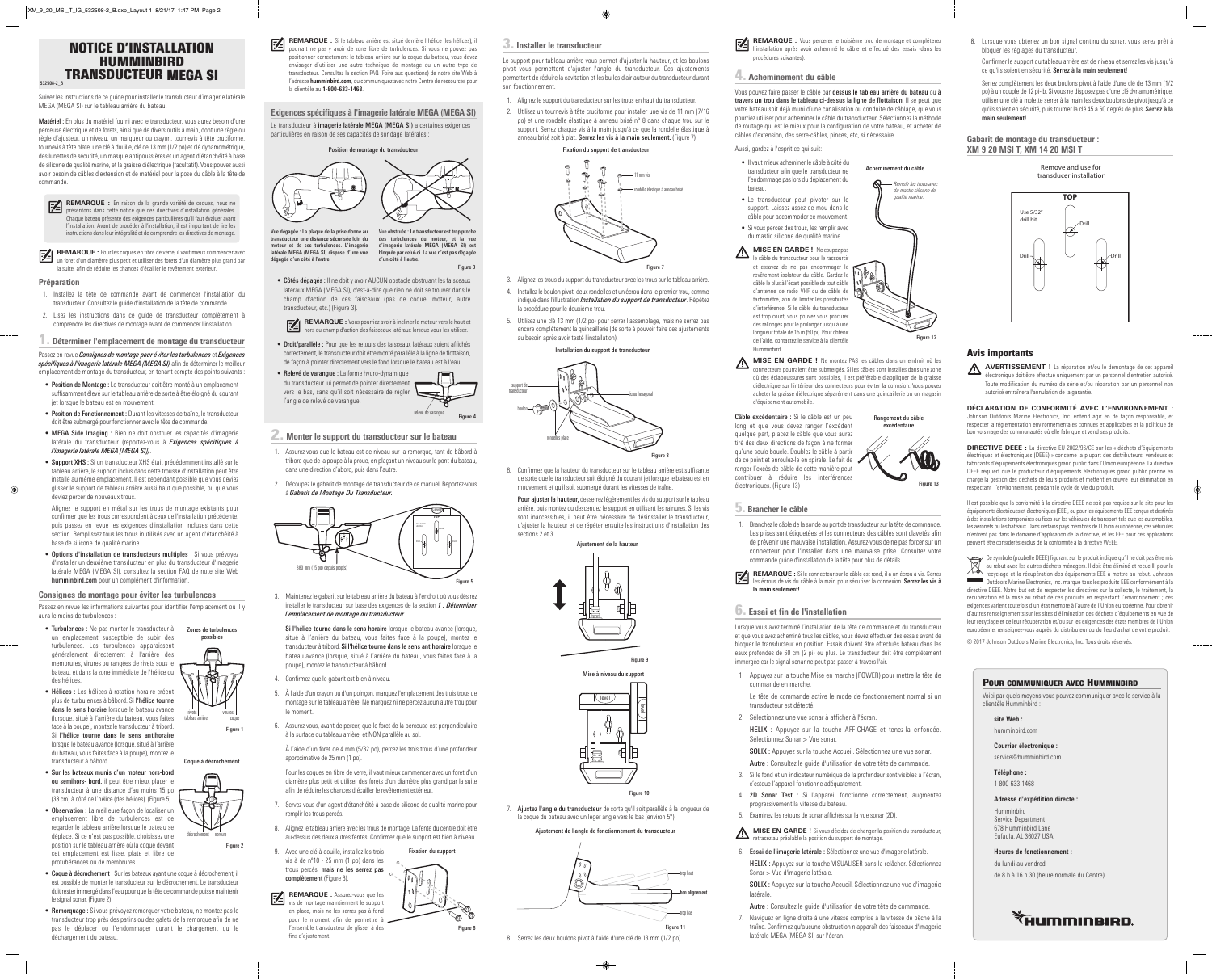# NOTICE D'INSTALLATION HUMMINBIRD TRANSDUCTEUR MEGA SI

532508-2_B

Suivez les instructions de ce guide pour installer le transducteur d'imagerie latérale MEGA (MEGA SI) sur le tableau arrière du bateau.

**Matériel :** En plus du matériel fourni avec le transducteur, vous aurez besoin d'une perceuse électrique et de forets, ainsi que de divers outils à main, dont une règle ou règle d'ajusteur, un niveau, un marqueur ou crayon, tournevis à tête cruciforme, tournevis à tête plate, une clé à douille, clé de 13 mm (1/2 po) et clé dynamométrique, des lunettes de sécurité, un masque antipoussières et un agent d'étanchéité à base de silicone de qualité marine, et la graisse diélectrique (facultatif). Vous pouvez aussi avoir besoin de câbles d'extension et de matériel pour la pose du câble à la tête de commande.

**REMARQUE :** En raison de la grande variété de coques, nous ne présentons dans cette notice que des directives d'installation générales. Chaque bateau présente des exigences particulières qu'il faut évaluer avant l'installation. Avant de procéder à l'installation, il est important de lire les instructions dans leur intégralité et de comprendre les directives de montage.

**REMARQUE :** Pour les coques en fibre de verre, il vaut mieux commencer avec un foret d'un diamètre plus petit et utiliser des forets d'un diamètre plus grand par la suite, afin de réduire les chances d'écailler le revêtement extérieur.

## Préparation

1. Installez la tête de commande avant de commencer l'installation du transducteur. Consultez le guide d'installation de la tête de commande.
2. Lisez les instructions dans ce guide de transducteur complètement à comprendre les directives de montage avant de commencer l'installation.

## 1. Déterminer l'emplacement de montage du transducteur

Passez en revue *Consignes de montage pour éviter les turbulences* et *Exigences spécifiques à l'imagerie latérale MEGA (MEGA SI)* afin de déterminer le meilleur emplacement de montage du transducteur, en tenant compte des points suivants :

- **Position de Montage :** Le transducteur doit être monté à un emplacement suffisamment élevé sur le tableau arrière de sorte à être éloigné du courant jet lorsque le bateau est en mouvement.
- **Position de Fonctionnement :** Durant les vitesses de traîne, le transducteur doit être submergé pour fonctionner avec le tête de commande.
- **MEGA Side Imaging :** Rien ne doit obstruer les faisceaux capacités d'imagerie latérale du transducteur (reportez-vous à *Exigences spécifiques à l'imagerie latérale MEGA (MEGA SI)*).
- **Support XHS :** Si un transducteur XHS était précédemment installé sur le tableau arrière, le support inclus dans cette trousse d'installation peut être installé au même emplacement. Il est cependant possible que vous deviez glisser le support de montage arrière aussi haut que possible, ou que vous deviez percer de nouveaux trous.

  Alignez le support en métal sur les trous de montage existants pour confirmer que les trous correspondent à ceux de l'installation précédente, puis passez en revue les exigences d'installation incluses dans cette section. Remplissez tous les trous inutilisés avec un agent d'étanchéité à base de silicone de qualité marine.
- **Options d'installation de transducteurs multiples :** Si vous prévoyez d'installer un deuxième transducteur en plus du transducteur d'imagerie latérale MEGA (MEGA SI), consultez la section FAQ de note site Web **humminbird.com** pour un complément d'information.

## Consignes de montage pour éviter les turbulences

Passez en revue les informations suivantes pour identifier l'emplacement où il y aura le moins de turbulences :

- **Turbulences :** Ne pas monter le transducteur à un emplacement susceptible de subir des turbulences. Les turbulences apparaissent généralement directement à l'arrière des membrures, virures ou rangées de rivets sous le bateau, et dans la zone immédiate de l'hélice ou des hélices.
- **Hélices :** Les hélices à rotation horaire créent plus de turbulences à bâbord. Si **l'hélice tourne dans le sens horaire** lorsque le bateau avance (lorsque, situé à l'arrière du bateau, vous faites face à la poupe), montez le transducteur à tribord. Si **l'hélice tourne dans le sens antihoraire** lorsque le bateau avance (lorsque, situé à l'arrière du bateau, vous faites face à la poupe), montez le transducteur à bâbord.
- **Sur les bateaux munis d'un moteur hors-bord ou semihors- bord,** il peut être mieux placer le transducteur à une distance d'au moins 15 po (38 cm) à côté de l'hélice (des hélices). (Figure 5)
- **Observation :** La meilleure façon de localiser un emplacement libre de turbulences est de regarder le tableau arrière lorsque le bateau se déplace. Si ce n'est pas possible, choisissez une position sur le tableau arrière où la coque devant cet emplacement est lisse, plate et libre de protubérances ou de membrures.
- **Coque à décrochement :** Sur les bateaux ayant une coque à décrochement, il est possible de monter le transducteur sur le décrochement. Le transducteur doit rester immergé dans l'eau pour que la tête de commande puisse maintenir le signal sonar. (Figure 2)
- **Remorquage :** Si vous prévoyez remorquer votre bateau, ne montez pas le transducteur trop près des patins ou des galets de la remorque afin de ne pas le déplacer ou l'endommager durant le chargement ou le déchargement du bateau.

Zones de turbulences possibles

rivets, tableau arrière, virures, coque

Figure 1

Coque à décrochement

décrochement, remous

Figure 2

**REMARQUE :** Si le tableau arrière est situé derrière l'hélice (les hélices), il pourrait ne pas y avoir de zone libre de turbulences. Si vous ne pouvez pas positionner correctement le tableau arrière sur la coque du bateau, vous devez envisager d'utiliser une autre technique de montage ou un autre type de transducteur. Consultez la section FAQ (Foire aux questions) de notre site Web à l'adresse **humminbird.com**, ou communiquez avec notre Centre de ressources pour la clientèle au **1-800-633-1468**.

## Exigences spécifiques à l'imagerie latérale MEGA (MEGA SI)

Le transducteur à **imagerie latérale MEGA (MEGA SI)** a certaines exigences particulières en raison de ses capacités de sondage latérales :

Position de montage du transducteur

**Vue dégagée : La plaque de la prise donne au transducteur une distance sécurisée loin du moteur et de ses turbulences. L'imagerie latérale MEGA (MEGA SI) dispose d'une vue dégagée d'un côté à l'autre.**

**Vue obstruée : Le transducteur est trop proche des turbulences du moteur, et la vue d'imagerie latérale MEGA (MEGA SI) est bloquée par celui-ci. La vue n'est pas dégagée d'un côté à l'autre.**

Figure 3

- **Côtés dégagés :** Il ne doit y avoir AUCUN obstacle obstruant les faisceaux latéraux MEGA (MEGA SI), c'est-à-dire que rien ne doit se trouver dans le champ d'action de ces faisceaux (pas de coque, moteur, autre transducteur, etc.) (Figure 3).

  **REMARQUE :** Vous pourriez avoir à incliner le moteur vers le haut et hors du champ d'action des faisceaux latéraux lorsque vous les utilisez.
- **Droit/parallèle :** Pour que les retours des faisceaux latéraux soient affichés correctement, le transducteur doit être monté parallèle à la ligne de flottaison, de façon à pointer directement vers le fond lorsque le bateau est à l'eau.
- **Relevé de varangue :** La forme hydro-dynamique du transducteur lui permet de pointer directement vers le bas, sans qu'il soit nécessaire de régler l'angle de relevé de varangue.

relevé de varangue

Figure 4

## 2. Monter le support du transducteur sur le bateau

1. Assurez-vous que le bateau est de niveau sur la remorque, tant de bâbord à tribord que de la poupe à la proue, en plaçant un niveau sur le pont du bateau, dans une direction d'abord, puis dans l'autre.
2. Découpez le gabarit de montage de transducteur de ce manuel. Reportez-vous à *Gabarit de Montage Du Transducteur*.

380 mm (15 po) depuis prop(s)

Figure 5

3. Maintenez le gabarit sur le tableau arrière du bateau à l'endroit où vous désirez installer le transducteur sur base des exigences de la section *1 : Déterminer l'emplacement de montage du transducteur*.

   **Si l'hélice tourne dans le sens horaire** lorsque le bateau avance (lorsque, situé à l'arrière du bateau, vous faites face à la poupe), montez le transducteur à tribord. **Si l'hélice tourne dans le sens antihoraire** lorsque le bateau avance (lorsque, situé à l'arrière du bateau, vous faites face à la poupe), montez le transducteur à bâbord.
4. Confirmez que le gabarit est bien à niveau.
5. À l'aide d'un crayon ou d'un poinçon, marquez l'emplacement des trois trous de montage sur le tableau arrière. Ne marquez ni ne percez aucun autre trou pour le moment.
6. Assurez-vous, avant de percer, que le foret de la perceuse est perpendiculaire à la surface du tableau arrière, et NON parallèle au sol.

   À l'aide d'un foret de 4 mm (5/32 po), percez les trois trous d'une profondeur approximative de 25 mm (1 po).

   Pour les coques en fibre de verre, il vaut mieux commencer avec un foret d'un diamètre plus petit et utiliser des forets d'un diamètre plus grand par la suite afin de réduire les chances d'écailler le revêtement extérieur.
7. Servez-vous d'un agent d'étanchéité à base de silicone de qualité marine pour remplir les trous percés.
8. Alignez le tableau arrière avec les trous de montage. La fente du centre doit être au-dessus des deux autres fentes. Confirmez que le support est bien à niveau.
9. Avec une clé à douille, installez les trois vis à de n°10 - 25 mm (1 po) dans les trous percés, **mais ne les serrez pas complètement** (Figure 6).

Fixation du support

Figure 6

**REMARQUE :** Assurez-vous que les vis de montage maintiennent le support en place, mais ne les serrez pas à fond pour le moment afin de permettre à l'ensemble transducteur de glisser à des fins d'ajustement.

## 3. Installer le transducteur

Le support pour tableau arrière vous permet d'ajuster la hauteur, et les boulons pivot vous permettent d'ajuster l'angle du transducteur. Ces ajustements permettent de réduire la cavitation et les bulles d'air autour du transducteur durant son fonctionnement.

1. Alignez le support du transducteur sur les trous en haut du transducteur.
2. Utilisez un tournevis à tête cruciforme pour installer une vis de 11 mm (7/16 po) et une rondelle élastique à anneau brisé n° 8 dans chaque trou sur le support. Serrez chaque vis à la main jusqu'à ce que la rondelle élastique à anneau brisé soit à plat. **Serrez les vis à la main seulement.** (Figure 7)

Fixation du support de transducteur

11 mm vis

rondelle élastique à anneau brisé

Figure 7

3. Alignez les trous du support du transducteur avec les trous sur le tableau arrière.
4. Installez le boulon pivot, deux rondelles et un écrou dans le premier trou, comme indiqué dans l'illustration *Installation du support de transducteur*. Répétez la procédure pour le deuxième trou.
5. Utilisez une clé 13 mm (1/2 po) pour serrer l'assemblage, mais ne serrez pas encore complètement la quincaillerie (de sorte à pouvoir faire des ajustements au besoin après avoir testé l'installation).

Installation du support de transducteur

support de transducteur

écrou hexagonal

boulon

rondelles plate

Figure 8

6. Confirmez que la hauteur du transducteur sur le tableau arrière est suffisante de sorte que le transducteur soit éloigné du courant jet lorsque le bateau est en mouvement et qu'il soit submergé durant les vitesses de traîne.

   **Pour ajuster la hauteur,** desserrez légèrement les vis du support sur le tableau arrière, puis montez ou descendez le support en utilisant les rainures. Si les vis sont inaccessibles, il peut être nécessaire de désinstaller le transducteur, d'ajuster la hauteur et de répéter ensuite les instructions d'installation des sections 2 et 3.

Ajustement de la hauteur

Figure 9

Mise à niveau du support

level

Figure 10

7. **Ajustez l'angle du transducteur** de sorte qu'il soit parallèle à la longueur de la coque du bateau avec un léger angle vers le bas (environ 5°).

Ajustement de l'angle de fonctionnement du transducteur

trop haut

bon alignement

trop bas

Figure 11

8. Serrez les deux boulons pivot à l'aide d'une clé de 13 mm (1/2 po).

**REMARQUE :** Vous percerez le troisième trou de montage et compléterez l'installation après avoir acheminé le câble et effectué des essais (dans les procédures suivantes).

## 4. Acheminement du câble

Vous pouvez faire passer le câble par **dessus le tableau arrière du bateau** ou **à travers un trou dans le tableau ci-dessus la ligne de flottaison**. Il se peut que votre bateau soit déjà muni d'une canalisation ou conduite de câblage, que vous pourriez utiliser pour acheminer le câble du transducteur. Sélectionnez la méthode de routage qui est le mieux pour la configuration de votre bateau, et acheter de câbles d'extension, des serre-câbles, pinces, etc, si nécessaire.

Aussi, gardez à l'esprit ce qui suit:

- Il vaut mieux acheminer le câble à côté du transducteur afin que le transducteur ne l'endommage pas lors du déplacement du bateau.
- Le transducteur peut pivoter sur le support. Laissez assez de mou dans le câble pour accommoder ce mouvement.
- Si vous percez des trous, les remplir avec du mastic silicone de qualité marine.

Acheminement du câble

Remplir les trous avec du mastic silicone de qualité marine.

Figure 12

**MISE EN GARDE !** Ne coupez pas le câble du transducteur pour le raccourcir et essayez de ne pas endommager le revêtement isolateur du câble. Gardez le câble le plus à l'écart possible de tout câble d'antenne de radio VHF ou de câble de tachymètre, afin de limiter les possibilités d'interférence. Si le câble du transducteur est trop court, vous pouvez vous procurer des rallonges pour le prolonger jusqu'à une longueur totale de 15 m (50 pi). Pour obtenir de l'aide, contactez le service à la clientèle Humminbird.

**MISE EN GARDE !** Ne montez PAS les câbles dans un endroit où les connecteurs pourraient être submergés. Si les câbles sont installés dans une zone où des éclaboussures sont possibles, il est préférable d'appliquer de la graisse diélectrique sur l'intérieur des connecteurs pour éviter la corrosion. Vous pouvez acheter la graisse diélectrique séparément dans une quincaillerie ou un magasin d'équipement automobile.

**Câble excédentaire :** Si le câble est un peu long et que vous devez ranger l'excédent quelque part, placez le câble que vous aurez tiré des deux directions de façon à ne former qu'une seule boucle. Doublez le câble à partir de ce point et enroulez-le en spirale. Le fait de ranger l'excès de câble de cette manière peut contribuer à réduire les interférences électroniques. (Figure 13)

Rangement du câble excédentaire

Figure 13

## 5. Brancher le câble

1. Branchez le câble de la sonde au port de transducteur sur la tête de commande. Les prises sont étiquetées et les connecteurs des câbles sont clavetés afin de prévenir une mauvaise installation. Assurez-vous de ne pas forcer sur un connecteur pour l'installer dans une mauvaise prise. Consultez votre commande guide d'installation de la tête pour plus de détails.

**REMARQUE :** Si le connecteur sur le câble est rond, il a un écrou à vis. Serrez les écrous de vis du câble à la main pour sécuriser la connexion. **Serrez les vis à la main seulement!**

## 6. Essai et fin de l'installation

Lorsque vous avez terminé l'installation de la tête de commande et du transducteur et que vous avez acheminé tous les câbles, vous devez effectuer des essais avant de bloquer le transducteur en position. Essais doivent être effectuées bateau dans les eaux profondes de 60 cm (2 pi) ou plus. Le transducteur doit être complètement immergée car le signal sonar ne peut pas passer à travers l'air.

1. Appuyez sur la touche Mise en marche (POWER) pour mettre la tête de commande en marche.

   La tête de commande active le mode de fonctionnement normal si un transducteur est détecté.
2. Sélectionnez une vue sonar à afficher à l'écran.

   **HELIX :** Appuyez sur la touche AFFICHAGE et tenez-la enfoncée. Sélectionnez Sonar > Vue sonar.

   **SOLIX :** Appuyez sur la touche Accueil. Sélectionnez une vue sonar.

   **Autre :** Consultez le guide d'utilisation de votre tête de commande.
3. Si le fond et un indicateur numérique de la profondeur sont visibles à l'écran, c'est que l'appareil fonctionne adéquatement.
4. **2D Sonar Test :** Si l'appareil fonctionne correctement, augmentez progressivement la vitesse du bateau.
5. Examinez les retours de sonar affichés sur la vue sonar (2D).

**MISE EN GARDE !** Si vous décidez de changer la position du transducteur, retracez au préalable la position du support de montage.

6. **Essai de l'imagerie latérale :** Sélectionnez une vue d'imagerie latérale.

   **HELIX :** Appuyez sur la touche VISUALISER sans la relâcher. Sélectionnez Sonar > Vue d'imagerie latérale.

   **SOLIX :** Appuyez sur la touche Accueil. Sélectionnez une vue d'imagerie latérale.

   **Autre :** Consultez le guide d'utilisation de votre tête de commande.
7. Naviguez en ligne droite à une vitesse comprise à la vitesse de pêche à la traîne. Confirmez qu'aucune obstruction n'apparaît des faisceaux d'imagerie latérale MEGA (MEGA SI) sur l'écran.
8. Lorsque vous obtenez un bon signal continu du sonar, vous serez prêt à bloquer les réglages du transducteur.

   Confirmer le support du tableau arrière est de niveau et serrez les vis jusqu'à ce qu'ils soient en sécurité. **Serrez à la main seulement!**

   Serrez complètement les deux boulons pivot à l'aide d'une clé de 13 mm (1/2 po) à un couple de 12 pi-lb. Si vous ne disposez pas d'une clé dynamométrique, utilisez une clé à molette serrer à la main les deux boulons de pivot jusqu'à ce qu'ils soient en sécurité, puis tourner la clé 45 à 60 degrés de plus. **Serrez à la main seulement!**

## Gabarit de montage du transducteur : XM 9 20 MSI T, XM 14 20 MSI T

Remove and use for transducer installation

TOP

Use 5/32" drill bit.

Drill

Drill

Drill

## Avis importants

**AVERTISSEMENT !** La réparation et/ou le démontage de cet appareil électronique doit être effectué uniquement par un personnel d'entretien autorisé. Toute modification du numéro de série et/ou réparation par un personnel non autorisé entraînera l'annulation de la garantie.

**DÉCLARATION DE CONFORMITÉ AVEC L'ENVIRONNEMENT :** Johnson Outdoors Marine Electronics, Inc. entend agir en de façon responsable, et respecter la réglementation environnementales connues et applicables et la politique de bon voisinage des communautés où elle fabrique et vend ses produits.

**DIRECTIVE DEEE :** La directive EU 2002/96/CE sur les « déchets d'équipements électriques et électroniques (DEEE) » concerne la plupart des distributeurs, vendeurs et fabricants d'équipements électroniques grand public dans l'Union européenne. La directive DEEE requiert que le producteur d'équipements électroniques grand public prenne en charge la gestion des déchets de leurs produits et mettent en œuvre leur élimination en respectant l'environnement, pendant le cycle de vie du produit.

Il est possible que la conformité à la directive DEEE ne soit pas requise sur le site pour les équipements électriques et électroniques (EEE), ou pour les équipements EEE conçus et destinés à des installations temporaires ou fixes sur les véhicules de transport tels que les automobiles, les aéronefs ou les bateaux. Dans certains pays membres de l'Union européenne, ces véhicules n'entrent pas dans le domaine d'application de la directive, et les EEE pour ces applications peuvent être considérés exclus de la conformité à la directive WEEE.

Ce symbole (poubelle DEEE) figurant sur le produit indique qu'il ne doit pas être mis au rebut avec les autres déchets ménagers. Il doit être éliminé et recueilli pour le recyclage et la récupération des équipements EEE à mettre au rebut. Johnson Outdoors Marine Electronics, Inc. marque tous les produits EEE conformément à la directive DEEE. Notre but est de respecter les directives sur la collecte, le traitement, la récupération et la mise au rebut de ces produits en respectant l'environnement ; ces exigences varient toutefois d'un état membre à l'autre de l'Union européenne. Pour obtenir d'autres renseignements sur les sites d'élimination des déchets d'équipements en vue de leur recyclage et de leur récupération et/ou sur les exigences des états membres de l'Union européenne, renseignez-vous auprès du distributeur ou du lieu d'achat de votre produit.

© 2017 Johnson Outdoors Marine Electronics, Inc. Tous droits réservés.

## Pour communiquer avec Humminbird

Voici par quels moyens vous pouvez communiquer avec le service à la clientèle Humminbird :

**site Web :**

humminbird.com

**Courrier électronique :**

service@humminbird.com

**Téléphone :**

1-800-633-1468

**Adresse d'expédition directe :**

Humminbird
Service Department
678 Humminbird Lane
Eufaula, AL 36027 USA

**Heures de fonctionnement :**

du lundi au vendredi

de 8 h à 16 h 30 (heure normale du Centre)

HUMMINBIRD.